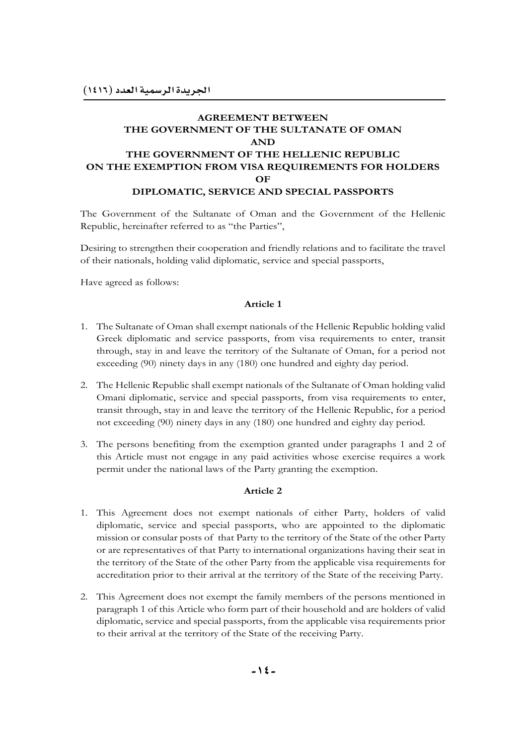# AGREEMENT BETWEEN THE GOVERNMENT OF THE SULTANATE OF OMAN AND THE GOVERNMENT OF THE HELLENIC REPUBLIC ON THE EXEMPTION FROM VISA REQUIREMENTS FOR HOLDERS OF DIPLOMATIC, SERVICE AND SPECIAL PASSPORTS

The Government of the Sultanate of Oman and the Government of the Hellenic Republic, hereinafter referred to as "the Parties",

Desiring to strengthen their cooperation and friendly relations and to facilitate the travel of their nationals, holding valid diplomatic, service and special passports,

Have agreed as follows:

## Article 1

1. The Sultanate of Oman shall exempt nationals of the Hellenic Republic holding valid Greek diplomatic and service passports, from visa requirements to enter, transit through, stay in and leave the territory of the Sultanate of Oman, for a period not exceeding (90) ninety days in any (180) one hundred and eighty day period.

2. The Hellenic Republic shall exempt nationals of the Sultanate of Oman holding valid Omani diplomatic, service and special passports, from visa requirements to enter, transit through, stay in and leave the territory of the Hellenic Republic, for a period not exceeding (90) ninety days in any (180) one hundred and eighty day period.

3. The persons benefiting from the exemption granted under paragraphs 1 and 2 of this Article must not engage in any paid activities whose exercise requires a work permit under the national laws of the Party granting the exemption.

## Article 2

1. This Agreement does not exempt nationals of either Party, holders of valid diplomatic, service and special passports, who are appointed to the diplomatic mission or consular posts of that Party to the territory of the State of the other Party or are representatives of that Party to international organizations having their seat in the territory of the State of the other Party from the applicable visa requirements for accreditation prior to their arrival at the territory of the State of the receiving Party.

2. This Agreement does not exempt the family members of the persons mentioned in paragraph 1 of this Article who form part of their household and are holders of valid diplomatic, service and special passports, from the applicable visa requirements prior to their arrival at the territory of the State of the receiving Party.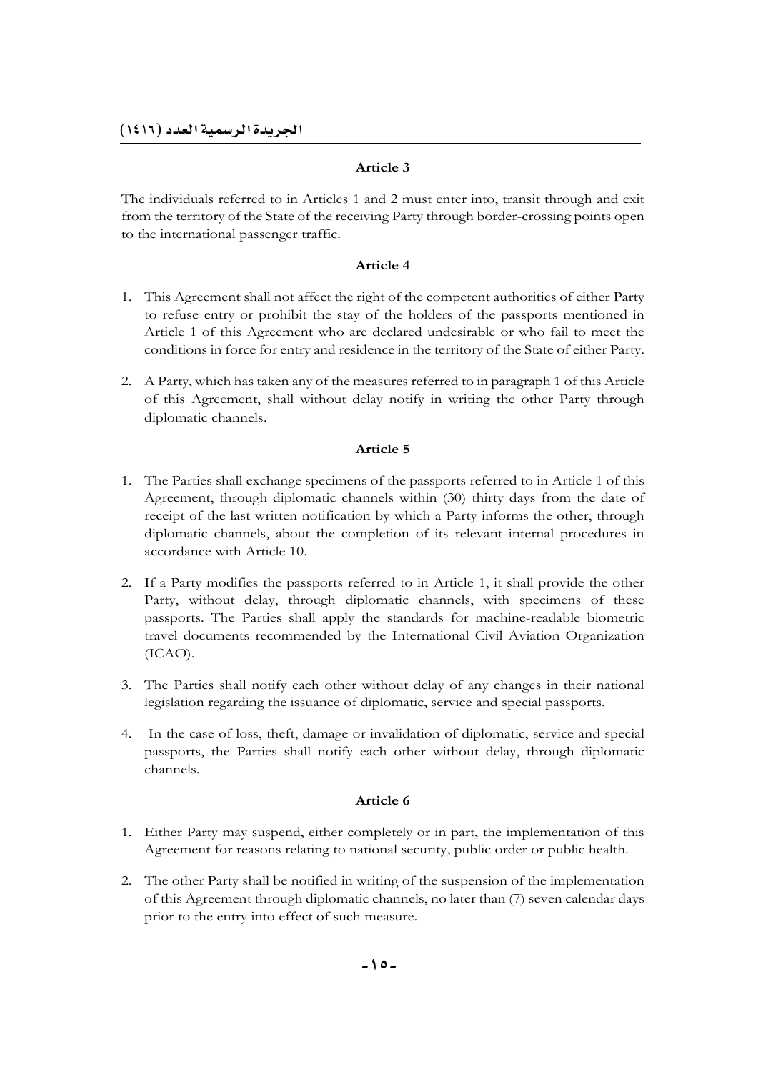**Article 3**

The individuals referred to in Articles 1 and 2 must enter into, transit through and exit from the territory of the State of the receiving Party through border-crossing points open to the international passenger traffic.

**Article 4**

1. This Agreement shall not affect the right of the competent authorities of either Party to refuse entry or prohibit the stay of the holders of the passports mentioned in Article 1 of this Agreement who are declared undesirable or who fail to meet the conditions in force for entry and residence in the territory of the State of either Party.
2. A Party, which has taken any of the measures referred to in paragraph 1 of this Article of this Agreement, shall without delay notify in writing the other Party through diplomatic channels.

**Article 5**

1. The Parties shall exchange specimens of the passports referred to in Article 1 of this Agreement, through diplomatic channels within (30) thirty days from the date of receipt of the last written notification by which a Party informs the other, through diplomatic channels, about the completion of its relevant internal procedures in accordance with Article 10.
2. If a Party modifies the passports referred to in Article 1, it shall provide the other Party, without delay, through diplomatic channels, with specimens of these passports. The Parties shall apply the standards for machine-readable biometric travel documents recommended by the International Civil Aviation Organization (ICAO).
3. The Parties shall notify each other without delay of any changes in their national legislation regarding the issuance of diplomatic, service and special passports.
4. In the case of loss, theft, damage or invalidation of diplomatic, service and special passports, the Parties shall notify each other without delay, through diplomatic channels.

**Article 6**

1. Either Party may suspend, either completely or in part, the implementation of this Agreement for reasons relating to national security, public order or public health.
2. The other Party shall be notified in writing of the suspension of the implementation of this Agreement through diplomatic channels, no later than (7) seven calendar days prior to the entry into effect of such measure.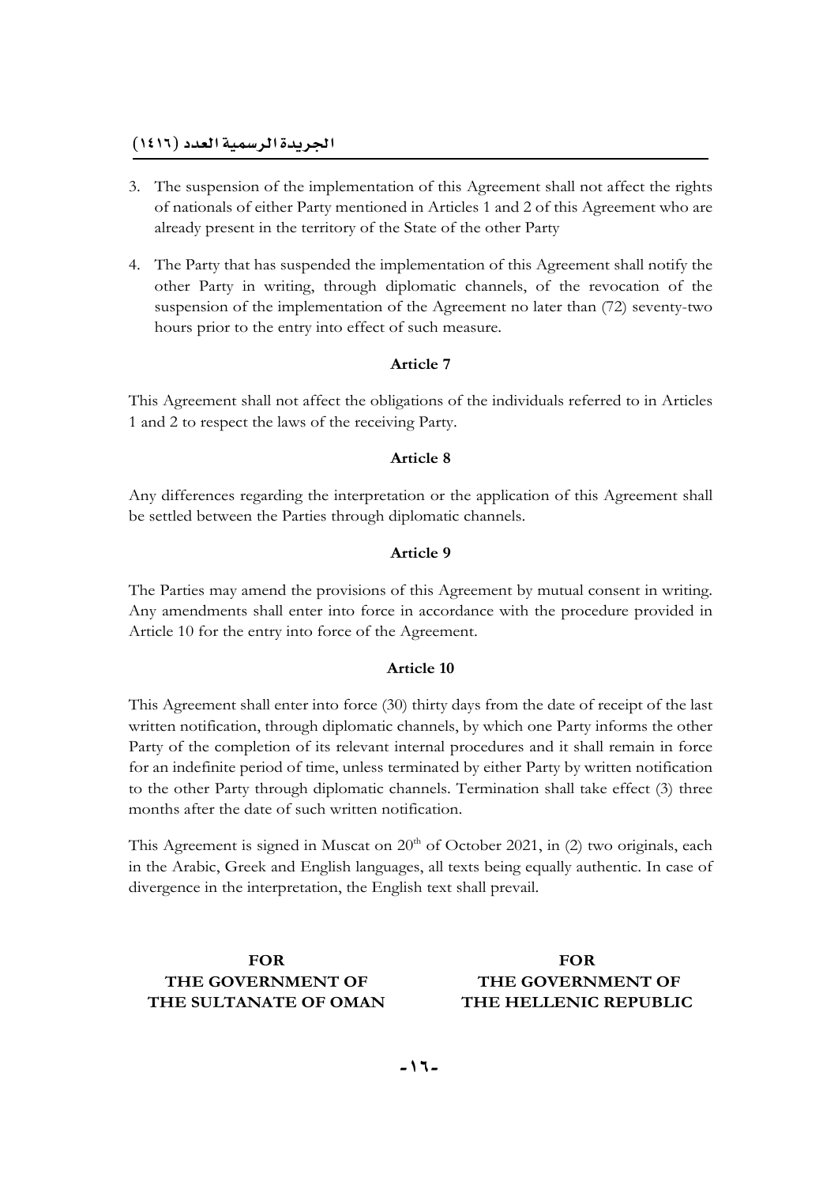3. The suspension of the implementation of this Agreement shall not affect the rights of nationals of either Party mentioned in Articles 1 and 2 of this Agreement who are already present in the territory of the State of the other Party

4. The Party that has suspended the implementation of this Agreement shall notify the other Party in writing, through diplomatic channels, of the revocation of the suspension of the implementation of the Agreement no later than (72) seventy-two hours prior to the entry into effect of such measure.

**Article 7**

This Agreement shall not affect the obligations of the individuals referred to in Articles 1 and 2 to respect the laws of the receiving Party.

**Article 8**

Any differences regarding the interpretation or the application of this Agreement shall be settled between the Parties through diplomatic channels.

**Article 9**

The Parties may amend the provisions of this Agreement by mutual consent in writing. Any amendments shall enter into force in accordance with the procedure provided in Article 10 for the entry into force of the Agreement.

**Article 10**

This Agreement shall enter into force (30) thirty days from the date of receipt of the last written notification, through diplomatic channels, by which one Party informs the other Party of the completion of its relevant internal procedures and it shall remain in force for an indefinite period of time, unless terminated by either Party by written notification to the other Party through diplomatic channels. Termination shall take effect (3) three months after the date of such written notification.

This Agreement is signed in Muscat on 20th of October 2021, in (2) two originals, each in the Arabic, Greek and English languages, all texts being equally authentic. In case of divergence in the interpretation, the English text shall prevail.

**FOR THE GOVERNMENT OF THE SULTANATE OF OMAN**

**FOR THE GOVERNMENT OF THE HELLENIC REPUBLIC**